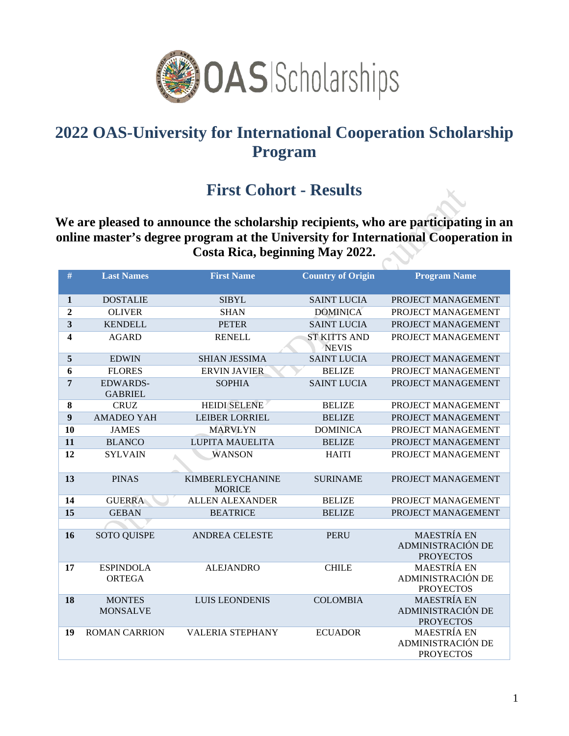# 2022 OAS-University for International Cooperation Scholarship Program

## First Cohort - Results

### We are pleased to announce the scholarship recipients, who are participating in an online master's degree program at the University for International Cooperation in Costa Rica, beginning May 2022.

| # | Last Names | First Name | Country of Origin | Program Name |
|---|---|---|---|---|
| 1 | DOSTALIE | SIBYL | SAINT LUCIA | PROJECT MANAGEMENT |
| 2 | OLIVER | SHAN | DOMINICA | PROJECT MANAGEMENT |
| 3 | KENDELL | PETER | SAINT LUCIA | PROJECT MANAGEMENT |
| 4 | AGARD | RENELL | ST KITTS AND NEVIS | PROJECT MANAGEMENT |
| 5 | EDWIN | SHIAN JESSIMA | SAINT LUCIA | PROJECT MANAGEMENT |
| 6 | FLORES | ERVIN JAVIER | BELIZE | PROJECT MANAGEMENT |
| 7 | EDWARDS-GABRIEL | SOPHIA | SAINT LUCIA | PROJECT MANAGEMENT |
| 8 | CRUZ | HEIDI SELENE | BELIZE | PROJECT MANAGEMENT |
| 9 | AMADEO YAH | LEIBER LORRIEL | BELIZE | PROJECT MANAGEMENT |
| 10 | JAMES | MARVLYN | DOMINICA | PROJECT MANAGEMENT |
| 11 | BLANCO | LUPITA MAUELITA | BELIZE | PROJECT MANAGEMENT |
| 12 | SYLVAIN | WANSON | HAITI | PROJECT MANAGEMENT |
| 13 | PINAS | KIMBERLEYCHANINE MORICE | SURINAME | PROJECT MANAGEMENT |
| 14 | GUERRA | ALLEN ALEXANDER | BELIZE | PROJECT MANAGEMENT |
| 15 | GEBAN | BEATRICE | BELIZE | PROJECT MANAGEMENT |
| | | | | |
| 16 | SOTO QUISPE | ANDREA CELESTE | PERU | MAESTRÍA EN ADMINISTRACIÓN DE PROYECTOS |
| 17 | ESPINDOLA ORTEGA | ALEJANDRO | CHILE | MAESTRÍA EN ADMINISTRACIÓN DE PROYECTOS |
| 18 | MONTES MONSALVE | LUIS LEONDENIS | COLOMBIA | MAESTRÍA EN ADMINISTRACIÓN DE PROYECTOS |
| 19 | ROMAN CARRION | VALERIA STEPHANY | ECUADOR | MAESTRÍA EN ADMINISTRACIÓN DE PROYECTOS |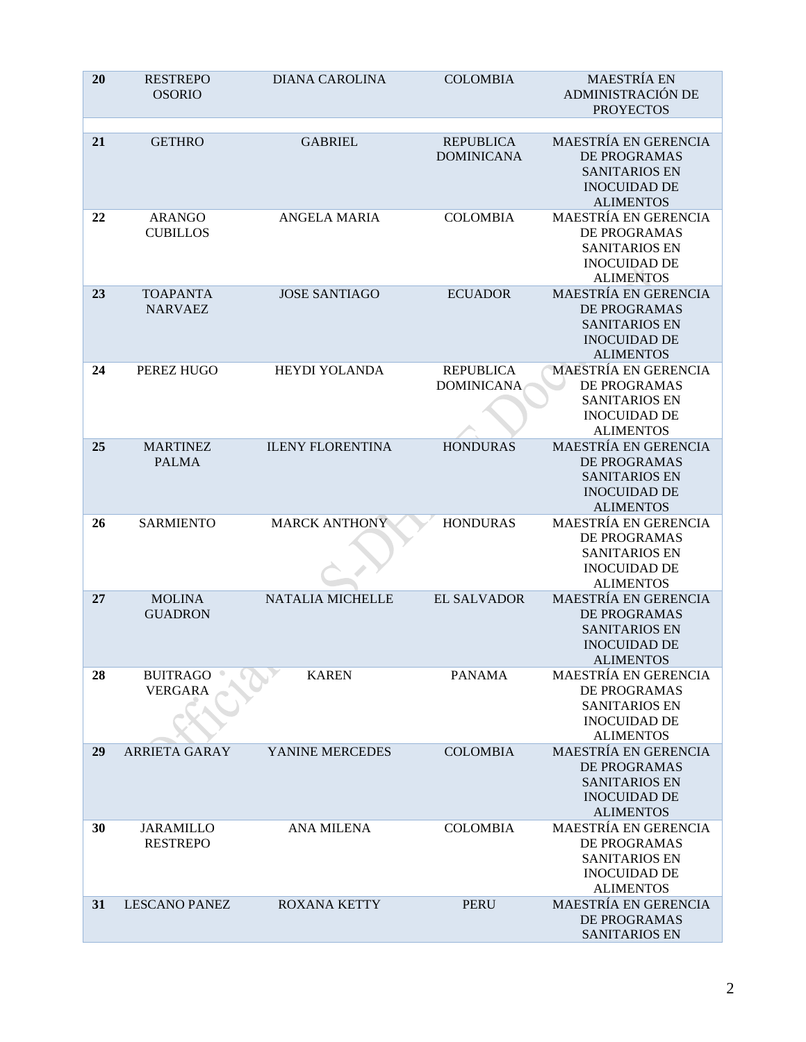| 20 | RESTREPO OSORIO | DIANA CAROLINA | COLOMBIA | MAESTRÍA EN ADMINISTRACIÓN DE PROYECTOS |
|---|---|---|---|---|
| | | | | |
| 21 | GETHRO | GABRIEL | REPUBLICA DOMINICANA | MAESTRÍA EN GERENCIA DE PROGRAMAS SANITARIOS EN INOCUIDAD DE ALIMENTOS |
| 22 | ARANGO CUBILLOS | ANGELA MARIA | COLOMBIA | MAESTRÍA EN GERENCIA DE PROGRAMAS SANITARIOS EN INOCUIDAD DE ALIMENTOS |
| 23 | TOAPANTA NARVAEZ | JOSE SANTIAGO | ECUADOR | MAESTRÍA EN GERENCIA DE PROGRAMAS SANITARIOS EN INOCUIDAD DE ALIMENTOS |
| 24 | PEREZ HUGO | HEYDI YOLANDA | REPUBLICA DOMINICANA | MAESTRÍA EN GERENCIA DE PROGRAMAS SANITARIOS EN INOCUIDAD DE ALIMENTOS |
| 25 | MARTINEZ PALMA | ILENY FLORENTINA | HONDURAS | MAESTRÍA EN GERENCIA DE PROGRAMAS SANITARIOS EN INOCUIDAD DE ALIMENTOS |
| 26 | SARMIENTO | MARCK ANTHONY | HONDURAS | MAESTRÍA EN GERENCIA DE PROGRAMAS SANITARIOS EN INOCUIDAD DE ALIMENTOS |
| 27 | MOLINA GUADRON | NATALIA MICHELLE | EL SALVADOR | MAESTRÍA EN GERENCIA DE PROGRAMAS SANITARIOS EN INOCUIDAD DE ALIMENTOS |
| 28 | BUITRAGO VERGARA | KAREN | PANAMA | MAESTRÍA EN GERENCIA DE PROGRAMAS SANITARIOS EN INOCUIDAD DE ALIMENTOS |
| 29 | ARRIETA GARAY | YANINE MERCEDES | COLOMBIA | MAESTRÍA EN GERENCIA DE PROGRAMAS SANITARIOS EN INOCUIDAD DE ALIMENTOS |
| 30 | JARAMILLO RESTREPO | ANA MILENA | COLOMBIA | MAESTRÍA EN GERENCIA DE PROGRAMAS SANITARIOS EN INOCUIDAD DE ALIMENTOS |
| 31 | LESCANO PANEZ | ROXANA KETTY | PERU | MAESTRÍA EN GERENCIA DE PROGRAMAS SANITARIOS EN |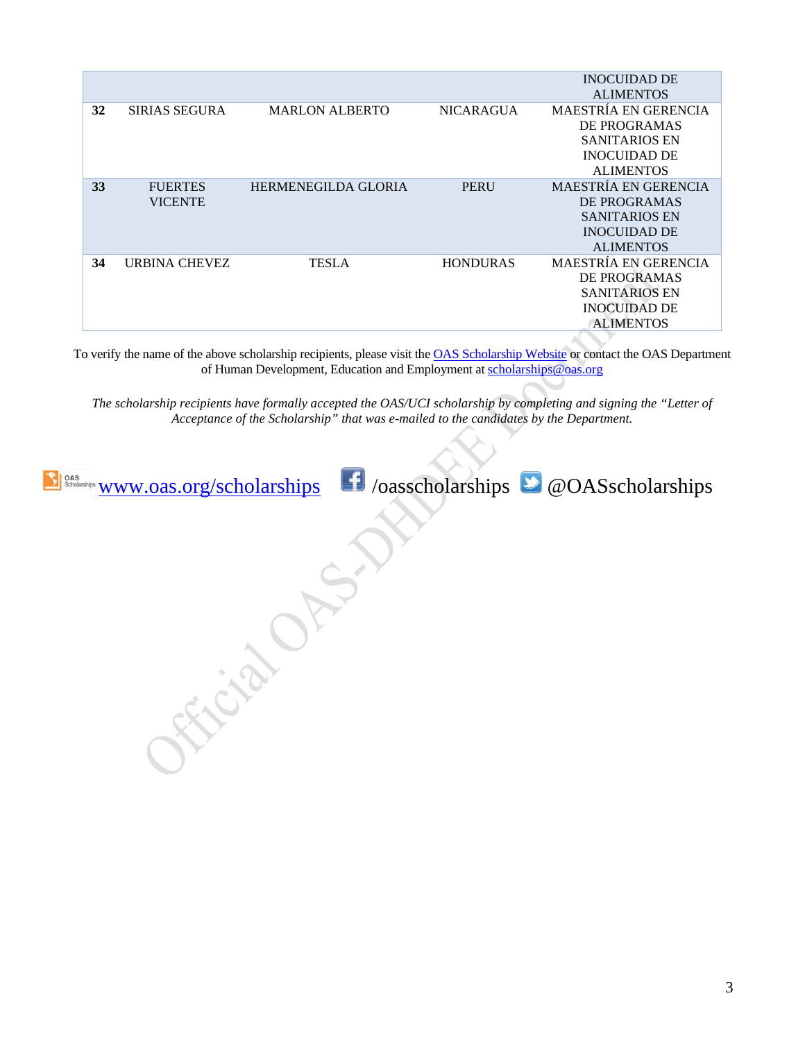| | | | | |
|---|---|---|---|---|
| | | | | INOCUIDAD DE ALIMENTOS |
| **32** | SIRIAS SEGURA | MARLON ALBERTO | NICARAGUA | MAESTRÍA EN GERENCIA DE PROGRAMAS SANITARIOS EN INOCUIDAD DE ALIMENTOS |
| **33** | FUERTES VICENTE | HERMENEGILDA GLORIA | PERU | MAESTRÍA EN GERENCIA DE PROGRAMAS SANITARIOS EN INOCUIDAD DE ALIMENTOS |
| **34** | URBINA CHEVEZ | TESLA | HONDURAS | MAESTRÍA EN GERENCIA DE PROGRAMAS SANITARIOS EN INOCUIDAD DE ALIMENTOS |

To verify the name of the above scholarship recipients, please visit the OAS Scholarship Website or contact the OAS Department of Human Development, Education and Employment at scholarships@oas.org

*The scholarship recipients have formally accepted the OAS/UCI scholarship by completing and signing the "Letter of Acceptance of the Scholarship" that was e-mailed to the candidates by the Department.*

OAS Scholarships www.oas.org/scholarships /oasscholarships @OASscholarships